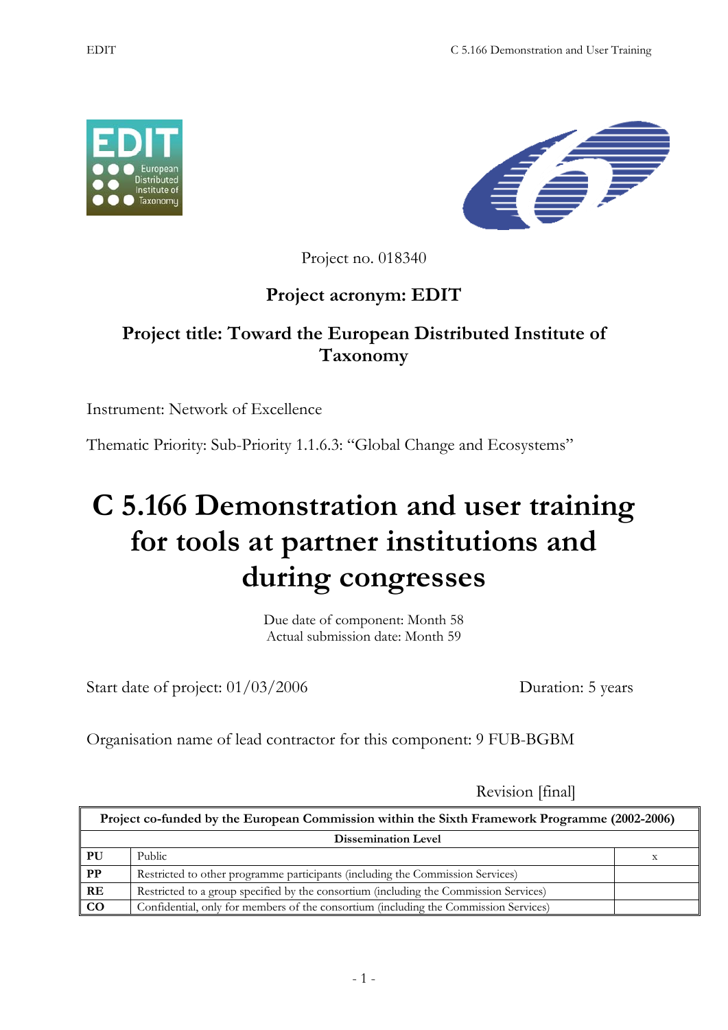Project no. 018340

**Project acronym: EDIT**

**Project title: Toward the European Distributed Institute of Taxonomy**

Instrument: Network of Excellence

Thematic Priority: Sub-Priority 1.1.6.3: "Global Change and Ecosystems"

# C 5.166 Demonstration and user training for tools at partner institutions and during congresses

Due date of component: Month 58
Actual submission date: Month 59

Start date of project: 01/03/2006 Duration: 5 years

Organisation name of lead contractor for this component: 9 FUB-BGBM

Revision [final]

| Project co-funded by the European Commission within the Sixth Framework Programme (2002-2006) | | |
|---|---|---|
| **Dissemination Level** | | |
| **PU** | Public | x |
| **PP** | Restricted to other programme participants (including the Commission Services) | |
| **RE** | Restricted to a group specified by the consortium (including the Commission Services) | |
| **CO** | Confidential, only for members of the consortium (including the Commission Services) | |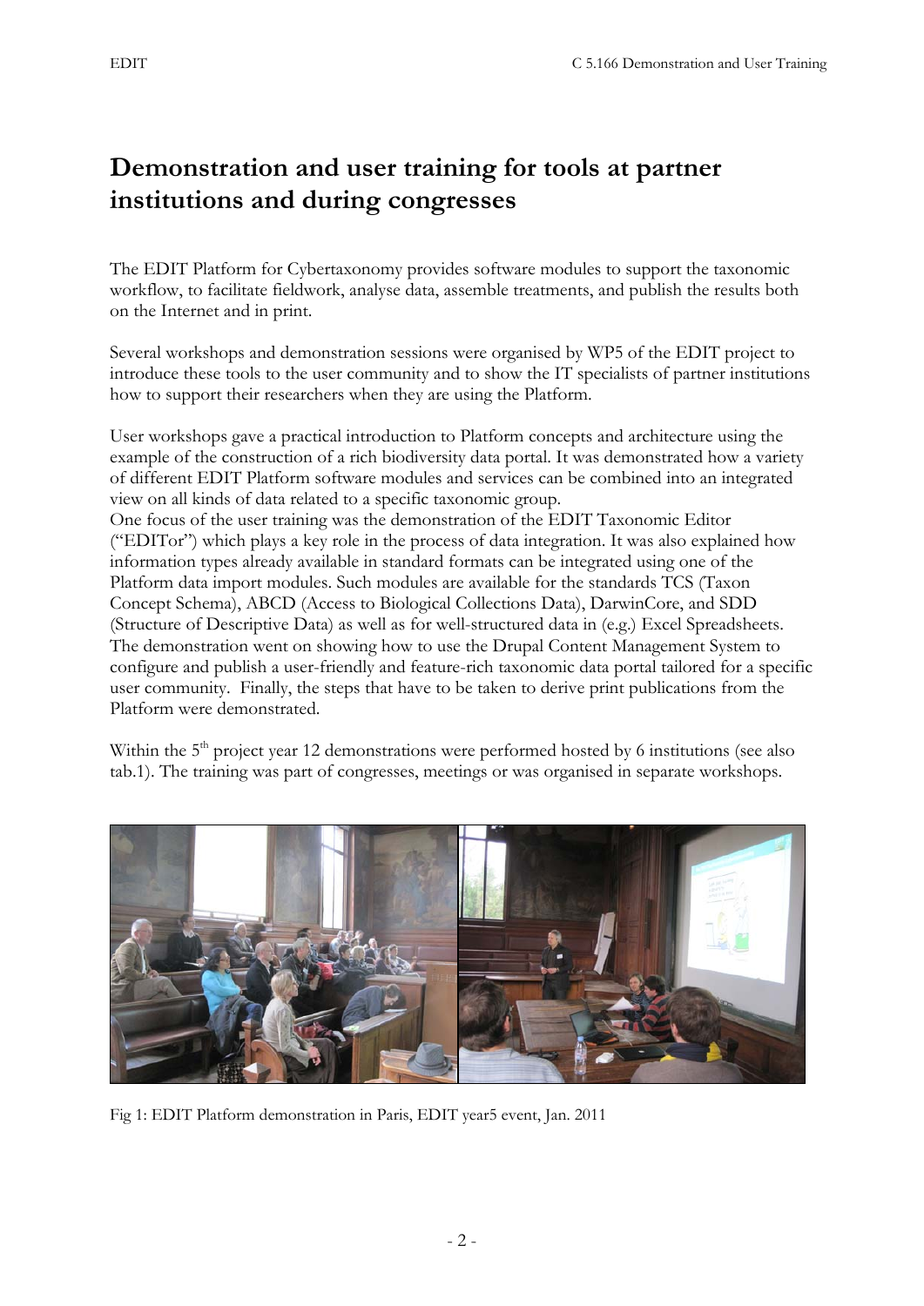# Demonstration and user training for tools at partner institutions and during congresses

The EDIT Platform for Cybertaxonomy provides software modules to support the taxonomic workflow, to facilitate fieldwork, analyse data, assemble treatments, and publish the results both on the Internet and in print.

Several workshops and demonstration sessions were organised by WP5 of the EDIT project to introduce these tools to the user community and to show the IT specialists of partner institutions how to support their researchers when they are using the Platform.

User workshops gave a practical introduction to Platform concepts and architecture using the example of the construction of a rich biodiversity data portal. It was demonstrated how a variety of different EDIT Platform software modules and services can be combined into an integrated view on all kinds of data related to a specific taxonomic group.
One focus of the user training was the demonstration of the EDIT Taxonomic Editor ("EDITor") which plays a key role in the process of data integration. It was also explained how information types already available in standard formats can be integrated using one of the Platform data import modules. Such modules are available for the standards TCS (Taxon Concept Schema), ABCD (Access to Biological Collections Data), DarwinCore, and SDD (Structure of Descriptive Data) as well as for well-structured data in (e.g.) Excel Spreadsheets. The demonstration went on showing how to use the Drupal Content Management System to configure and publish a user-friendly and feature-rich taxonomic data portal tailored for a specific user community. Finally, the steps that have to be taken to derive print publications from the Platform were demonstrated.

Within the 5th project year 12 demonstrations were performed hosted by 6 institutions (see also tab.1). The training was part of congresses, meetings or was organised in separate workshops.

Fig 1: EDIT Platform demonstration in Paris, EDIT year5 event, Jan. 2011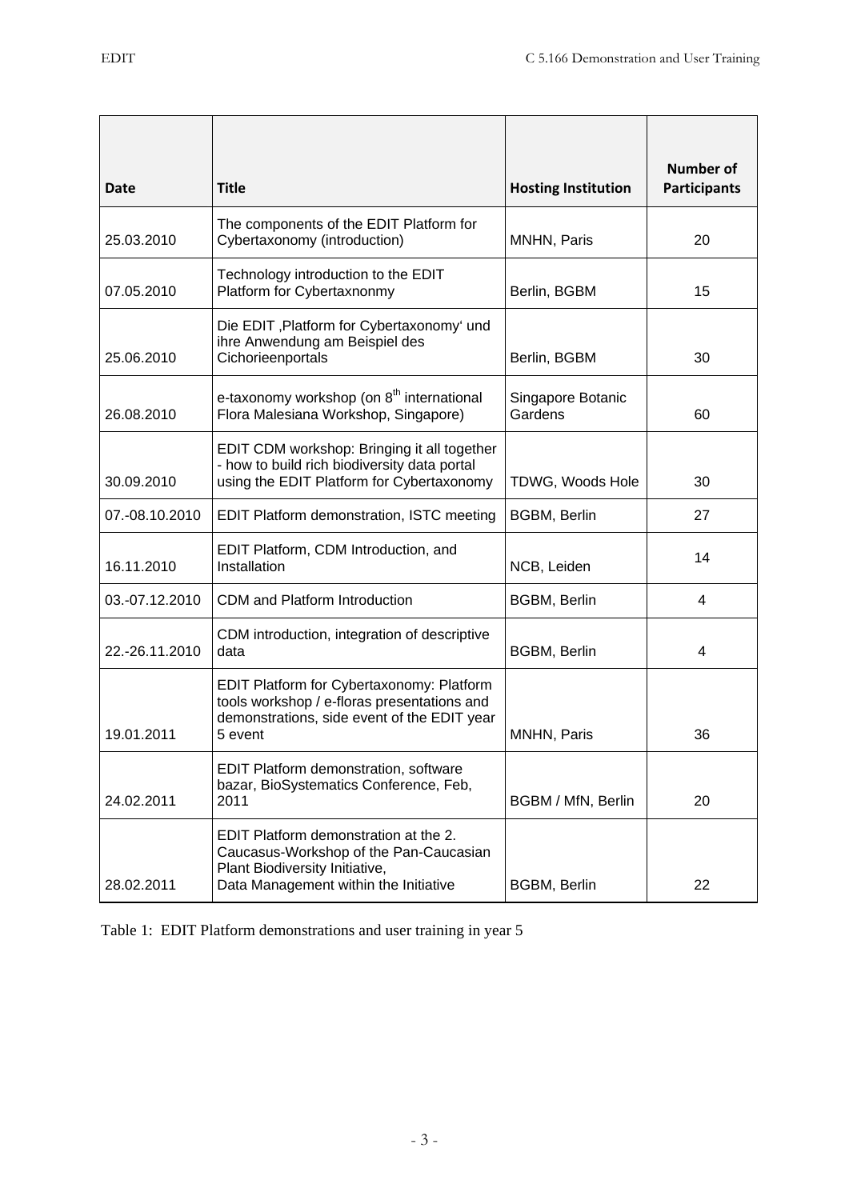| Date | Title | Hosting Institution | Number of Participants |
|---|---|---|---|
| 25.03.2010 | The components of the EDIT Platform for Cybertaxonomy (introduction) | MNHN, Paris | 20 |
| 07.05.2010 | Technology introduction to the EDIT Platform for Cybertaxnonmy | Berlin, BGBM | 15 |
| 25.06.2010 | Die EDIT ‚Platform for Cybertaxonomy' und ihre Anwendung am Beispiel des Cichorieenportals | Berlin, BGBM | 30 |
| 26.08.2010 | e-taxonomy workshop (on 8th international Flora Malesiana Workshop, Singapore) | Singapore Botanic Gardens | 60 |
| 30.09.2010 | EDIT CDM workshop: Bringing it all together - how to build rich biodiversity data portal using the EDIT Platform for Cybertaxonomy | TDWG, Woods Hole | 30 |
| 07.-08.10.2010 | EDIT Platform demonstration, ISTC meeting | BGBM, Berlin | 27 |
| 16.11.2010 | EDIT Platform, CDM Introduction, and Installation | NCB, Leiden | 14 |
| 03.-07.12.2010 | CDM and Platform Introduction | BGBM, Berlin | 4 |
| 22.-26.11.2010 | CDM introduction, integration of descriptive data | BGBM, Berlin | 4 |
| 19.01.2011 | EDIT Platform for Cybertaxonomy: Platform tools workshop / e-floras presentations and demonstrations, side event of the EDIT year 5 event | MNHN, Paris | 36 |
| 24.02.2011 | EDIT Platform demonstration, software bazar, BioSystematics Conference, Feb, 2011 | BGBM / MfN, Berlin | 20 |
| 28.02.2011 | EDIT Platform demonstration at the 2. Caucasus-Workshop of the Pan-Caucasian Plant Biodiversity Initiative, Data Management within the Initiative | BGBM, Berlin | 22 |

Table 1: EDIT Platform demonstrations and user training in year 5